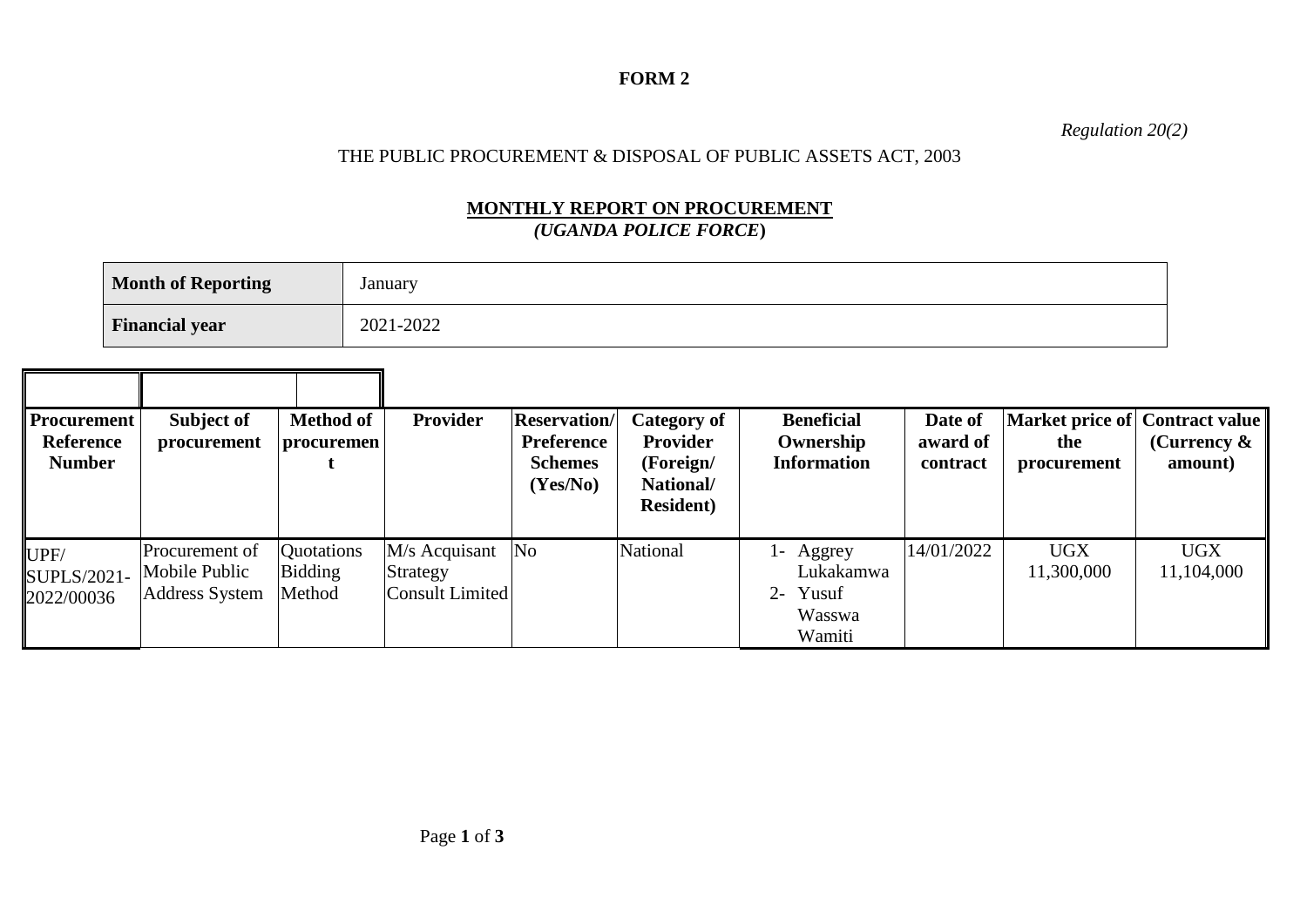**FORM 2**

*Regulation 20(2)*

THE PUBLIC PROCUREMENT & DISPOSAL OF PUBLIC ASSETS ACT, 2003

**MONTHLY REPORT ON PROCUREMENT**
***(UGANDA POLICE FORCE)***

| **Month of Reporting** | January |
|---|---|
| **Financial year** | 2021-2022 |

| Procurement Reference Number | Subject of procurement | Method of procurement | Provider | Reservation/ Preference Schemes (Yes/No) | Category of Provider (Foreign/ National/ Resident) | Beneficial Ownership Information | Date of award of contract | Market price of the procurement | Contract value (Currency & amount) |
|---|---|---|---|---|---|---|---|---|---|
| UPF/ SUPLS/2021-2022/00036 | Procurement of Mobile Public Address System | Quotations Bidding Method | M/s Acquisant Strategy Consult Limited | No | National | 1- Aggrey Lukakamwa<br>2- Yusuf Wasswa Wamiti | 14/01/2022 | UGX 11,300,000 | UGX 11,104,000 |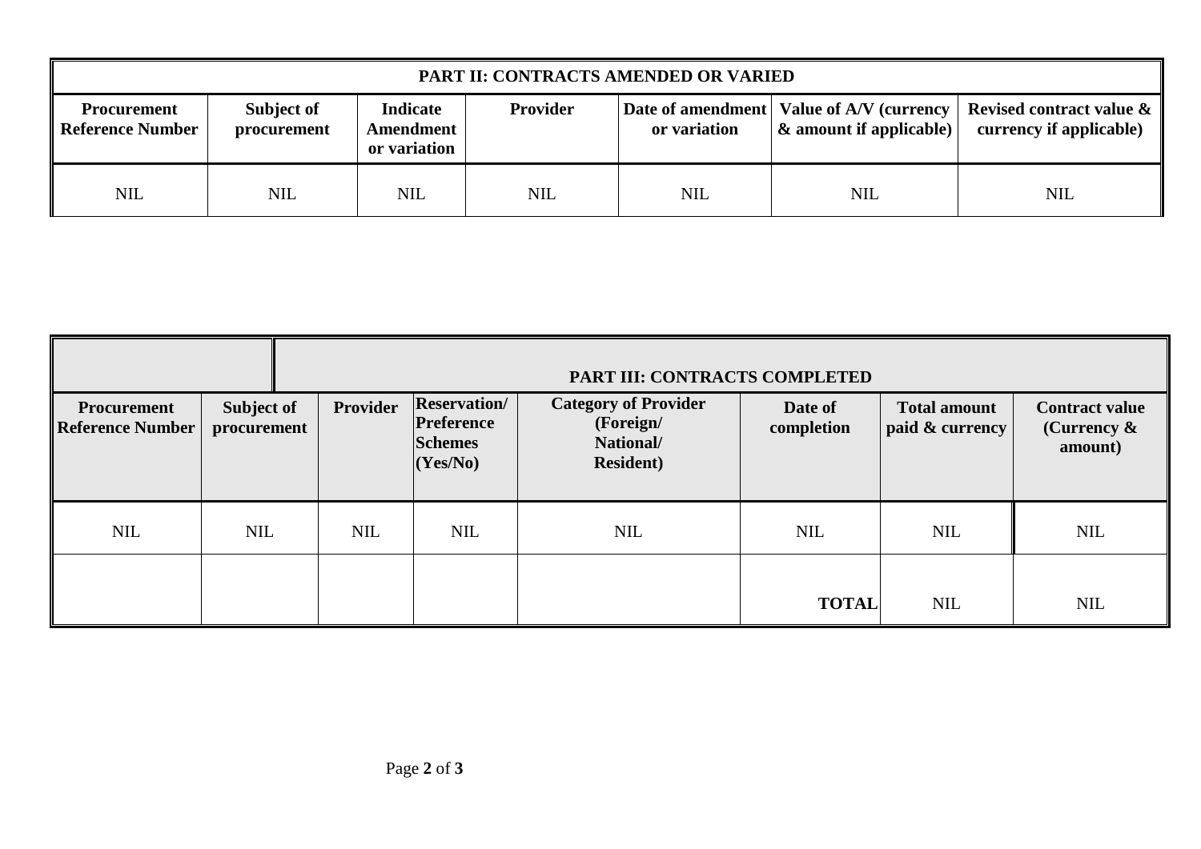| PART II: CONTRACTS AMENDED OR VARIED | | | | | | |
|---|---|---|---|---|---|---|
| **Procurement Reference Number** | **Subject of procurement** | **Indicate Amendment or variation** | **Provider** | **Date of amendment or variation** | **Value of A/V (currency & amount if applicable)** | **Revised contract value & currency if applicable)** |
| NIL | NIL | NIL | NIL | NIL | NIL | NIL |

| | | PART III: CONTRACTS COMPLETED | | | | | |
|---|---|---|---|---|---|---|---|
| **Procurement Reference Number** | **Subject of procurement** | **Provider** | **Reservation/ Preference Schemes (Yes/No)** | **Category of Provider (Foreign/ National/ Resident)** | **Date of completion** | **Total amount paid & currency** | **Contract value (Currency & amount)** |
| NIL | NIL | NIL | NIL | NIL | NIL | NIL | NIL |
| | | | | | **TOTAL** | NIL | NIL |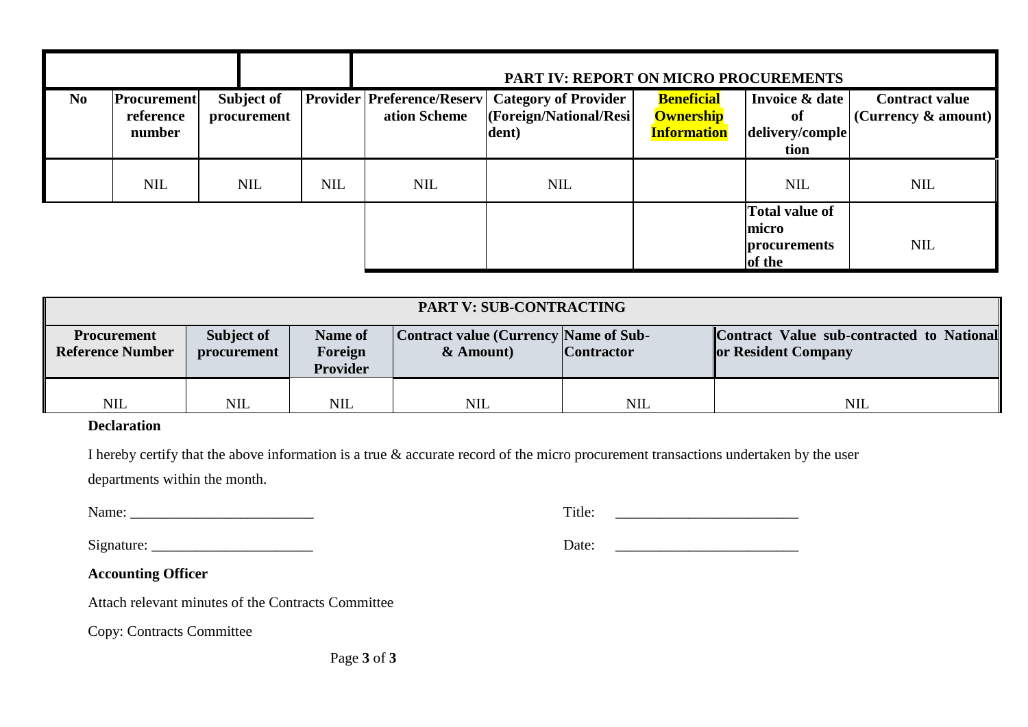| | | | | PART IV: REPORT ON MICRO PROCUREMENTS | | | | |
|---|---|---|---|---|---|---|---|---|
| **No** | **Procurement reference number** | **Subject of procurement** | **Provider** | **Preference/Reservation Scheme** | **Category of Provider (Foreign/National/Resident)** | **Beneficial Ownership Information** | **Invoice & date of delivery/completion** | **Contract value (Currency & amount)** |
| | NIL | NIL | NIL | NIL | NIL | | NIL | NIL |
| | | | | | | | **Total value of micro procurements of the** | NIL |

| PART V: SUB-CONTRACTING | | | | | |
|---|---|---|---|---|---|
| **Procurement Reference Number** | **Subject of procurement** | **Name of Foreign Provider** | **Contract value (Currency & Amount)** | **Name of Sub-Contractor** | **Contract Value sub-contracted to National or Resident Company** |
| NIL | NIL | NIL | NIL | NIL | NIL |

**Declaration**

I hereby certify that the above information is a true & accurate record of the micro procurement transactions undertaken by the user departments within the month.

Name: _________________________ Title: _________________________

Signature: ______________________ Date: _________________________

**Accounting Officer**

Attach relevant minutes of the Contracts Committee

Copy: Contracts Committee